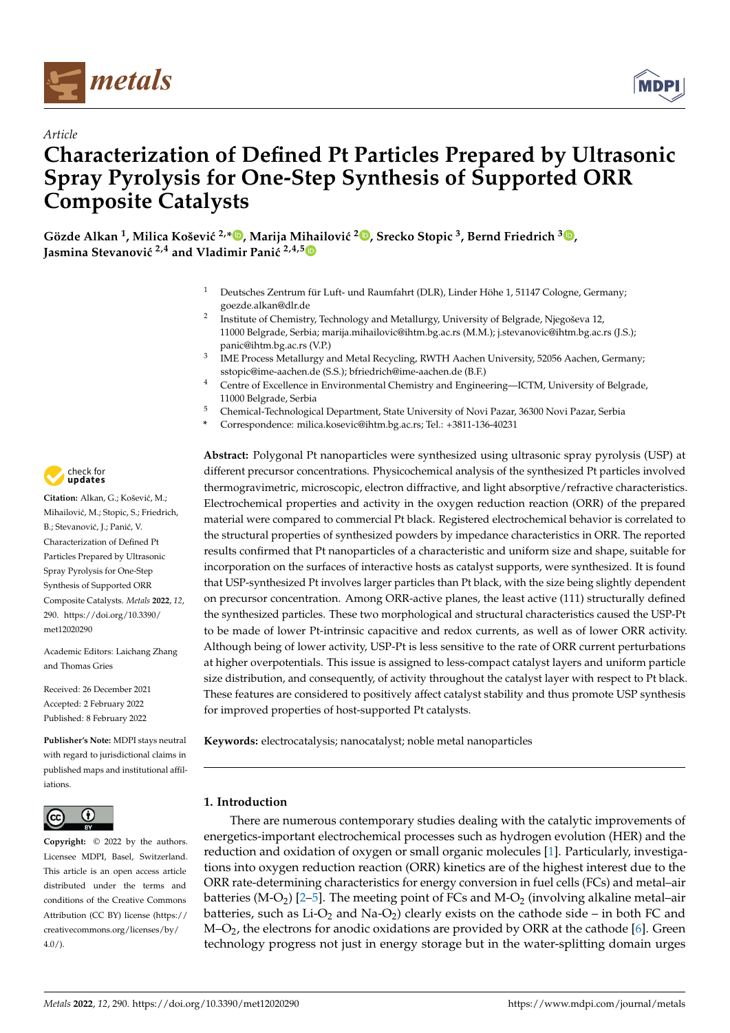*Article*

# Characterization of Defined Pt Particles Prepared by Ultrasonic Spray Pyrolysis for One-Step Synthesis of Supported ORR Composite Catalysts

**Gözde Alkan [1], Milica Košević [2,*], Marija Mihailović [2], Srecko Stopic [3], Bernd Friedrich [3], Jasmina Stevanović [2,4] and Vladimir Panić [2,4,5]**

[1] Deutsches Zentrum für Luft- und Raumfahrt (DLR), Linder Höhe 1, 51147 Cologne, Germany; goezde.alkan@dlr.de

[2] Institute of Chemistry, Technology and Metallurgy, University of Belgrade, Njegoševa 12, 11000 Belgrade, Serbia; marija.mihailovic@ihtm.bg.ac.rs (M.M.); j.stevanovic@ihtm.bg.ac.rs (J.S.); panic@ihtm.bg.ac.rs (V.P.)

[3] IME Process Metallurgy and Metal Recycling, RWTH Aachen University, 52056 Aachen, Germany; sstopic@ime-aachen.de (S.S.); bfriedrich@ime-aachen.de (B.F.)

[4] Centre of Excellence in Environmental Chemistry and Engineering—ICTM, University of Belgrade, 11000 Belgrade, Serbia

[5] Chemical-Technological Department, State University of Novi Pazar, 36300 Novi Pazar, Serbia

\* Correspondence: milica.kosevic@ihtm.bg.ac.rs; Tel.: +3811-136-40231

**Citation:** Alkan, G.; Košević, M.; Mihailović, M.; Stopic, S.; Friedrich, B.; Stevanović, J.; Panić, V. Characterization of Defined Pt Particles Prepared by Ultrasonic Spray Pyrolysis for One-Step Synthesis of Supported ORR Composite Catalysts. *Metals* **2022**, *12*, 290. https://doi.org/10.3390/met12020290

Academic Editors: Laichang Zhang and Thomas Gries

Received: 26 December 2021
Accepted: 2 February 2022
Published: 8 February 2022

**Publisher's Note:** MDPI stays neutral with regard to jurisdictional claims in published maps and institutional affiliations.

**Copyright:** © 2022 by the authors. Licensee MDPI, Basel, Switzerland. This article is an open access article distributed under the terms and conditions of the Creative Commons Attribution (CC BY) license (https://creativecommons.org/licenses/by/4.0/).

**Abstract:** Polygonal Pt nanoparticles were synthesized using ultrasonic spray pyrolysis (USP) at different precursor concentrations. Physicochemical analysis of the synthesized Pt particles involved thermogravimetric, microscopic, electron diffractive, and light absorptive/refractive characteristics. Electrochemical properties and activity in the oxygen reduction reaction (ORR) of the prepared material were compared to commercial Pt black. Registered electrochemical behavior is correlated to the structural properties of synthesized powders by impedance characteristics in ORR. The reported results confirmed that Pt nanoparticles of a characteristic and uniform size and shape, suitable for incorporation on the surfaces of interactive hosts as catalyst supports, were synthesized. It is found that USP-synthesized Pt involves larger particles than Pt black, with the size being slightly dependent on precursor concentration. Among ORR-active planes, the least active (111) structurally defined the synthesized particles. These two morphological and structural characteristics caused the USP-Pt to be made of lower Pt-intrinsic capacitive and redox currents, as well as of lower ORR activity. Although being of lower activity, USP-Pt is less sensitive to the rate of ORR current perturbations at higher overpotentials. This issue is assigned to less-compact catalyst layers and uniform particle size distribution, and consequently, of activity throughout the catalyst layer with respect to Pt black. These features are considered to positively affect catalyst stability and thus promote USP synthesis for improved properties of host-supported Pt catalysts.

**Keywords:** electrocatalysis; nanocatalyst; noble metal nanoparticles

## 1. Introduction

There are numerous contemporary studies dealing with the catalytic improvements of energetics-important electrochemical processes such as hydrogen evolution (HER) and the reduction and oxidation of oxygen or small organic molecules [1]. Particularly, investigations into oxygen reduction reaction (ORR) kinetics are of the highest interest due to the ORR rate-determining characteristics for energy conversion in fuel cells (FCs) and metal–air batteries ($M\text{-}O_2$) [2–5]. The meeting point of FCs and $M\text{-}O_2$ (involving alkaline metal–air batteries, such as $Li\text{-}O_2$ and $Na\text{-}O_2$) clearly exists on the cathode side – in both FC and $M\text{–}O_2$, the electrons for anodic oxidations are provided by ORR at the cathode [6]. Green technology progress not just in energy storage but in the water-splitting domain urges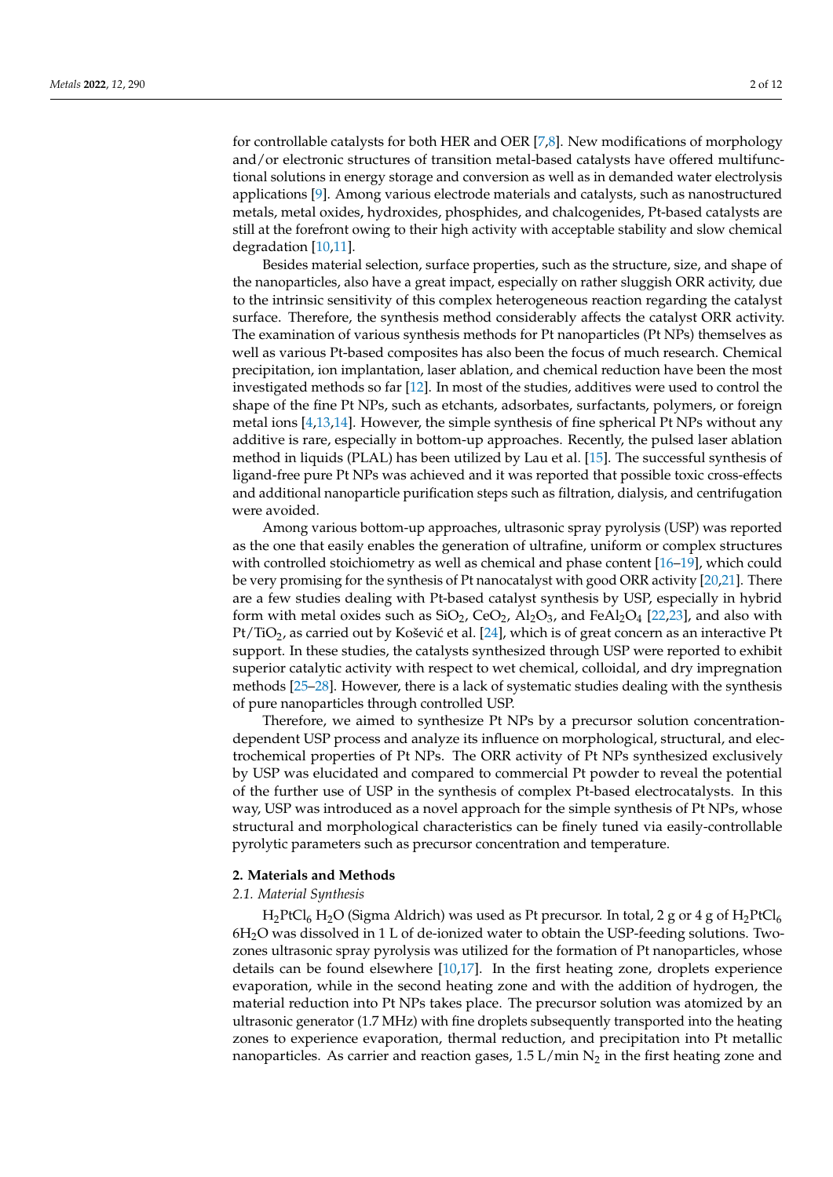for controllable catalysts for both HER and OER [7,8]. New modifications of morphology and/or electronic structures of transition metal-based catalysts have offered multifunctional solutions in energy storage and conversion as well as in demanded water electrolysis applications [9]. Among various electrode materials and catalysts, such as nanostructured metals, metal oxides, hydroxides, phosphides, and chalcogenides, Pt-based catalysts are still at the forefront owing to their high activity with acceptable stability and slow chemical degradation [10,11].

Besides material selection, surface properties, such as the structure, size, and shape of the nanoparticles, also have a great impact, especially on rather sluggish ORR activity, due to the intrinsic sensitivity of this complex heterogeneous reaction regarding the catalyst surface. Therefore, the synthesis method considerably affects the catalyst ORR activity. The examination of various synthesis methods for Pt nanoparticles (Pt NPs) themselves as well as various Pt-based composites has also been the focus of much research. Chemical precipitation, ion implantation, laser ablation, and chemical reduction have been the most investigated methods so far [12]. In most of the studies, additives were used to control the shape of the fine Pt NPs, such as etchants, adsorbates, surfactants, polymers, or foreign metal ions [4,13,14]. However, the simple synthesis of fine spherical Pt NPs without any additive is rare, especially in bottom-up approaches. Recently, the pulsed laser ablation method in liquids (PLAL) has been utilized by Lau et al. [15]. The successful synthesis of ligand-free pure Pt NPs was achieved and it was reported that possible toxic cross-effects and additional nanoparticle purification steps such as filtration, dialysis, and centrifugation were avoided.

Among various bottom-up approaches, ultrasonic spray pyrolysis (USP) was reported as the one that easily enables the generation of ultrafine, uniform or complex structures with controlled stoichiometry as well as chemical and phase content [16–19], which could be very promising for the synthesis of Pt nanocatalyst with good ORR activity [20,21]. There are a few studies dealing with Pt-based catalyst synthesis by USP, especially in hybrid form with metal oxides such as $SiO_2$, $CeO_2$, $Al_2O_3$, and $FeAl_2O_4$ [22,23], and also with $Pt/TiO_2$, as carried out by Košević et al. [24], which is of great concern as an interactive Pt support. In these studies, the catalysts synthesized through USP were reported to exhibit superior catalytic activity with respect to wet chemical, colloidal, and dry impregnation methods [25–28]. However, there is a lack of systematic studies dealing with the synthesis of pure nanoparticles through controlled USP.

Therefore, we aimed to synthesize Pt NPs by a precursor solution concentration-dependent USP process and analyze its influence on morphological, structural, and electrochemical properties of Pt NPs. The ORR activity of Pt NPs synthesized exclusively by USP was elucidated and compared to commercial Pt powder to reveal the potential of the further use of USP in the synthesis of complex Pt-based electrocatalysts. In this way, USP was introduced as a novel approach for the simple synthesis of Pt NPs, whose structural and morphological characteristics can be finely tuned via easily-controllable pyrolytic parameters such as precursor concentration and temperature.

## 2. Materials and Methods

### 2.1. Material Synthesis

$H_2PtCl_6$ $H_2O$ (Sigma Aldrich) was used as Pt precursor. In total, 2 g or 4 g of $H_2PtCl_6$ $6H_2O$ was dissolved in 1 L of de-ionized water to obtain the USP-feeding solutions. Two-zones ultrasonic spray pyrolysis was utilized for the formation of Pt nanoparticles, whose details can be found elsewhere [10,17]. In the first heating zone, droplets experience evaporation, while in the second heating zone and with the addition of hydrogen, the material reduction into Pt NPs takes place. The precursor solution was atomized by an ultrasonic generator (1.7 MHz) with fine droplets subsequently transported into the heating zones to experience evaporation, thermal reduction, and precipitation into Pt metallic nanoparticles. As carrier and reaction gases, 1.5 L/min $N_2$ in the first heating zone and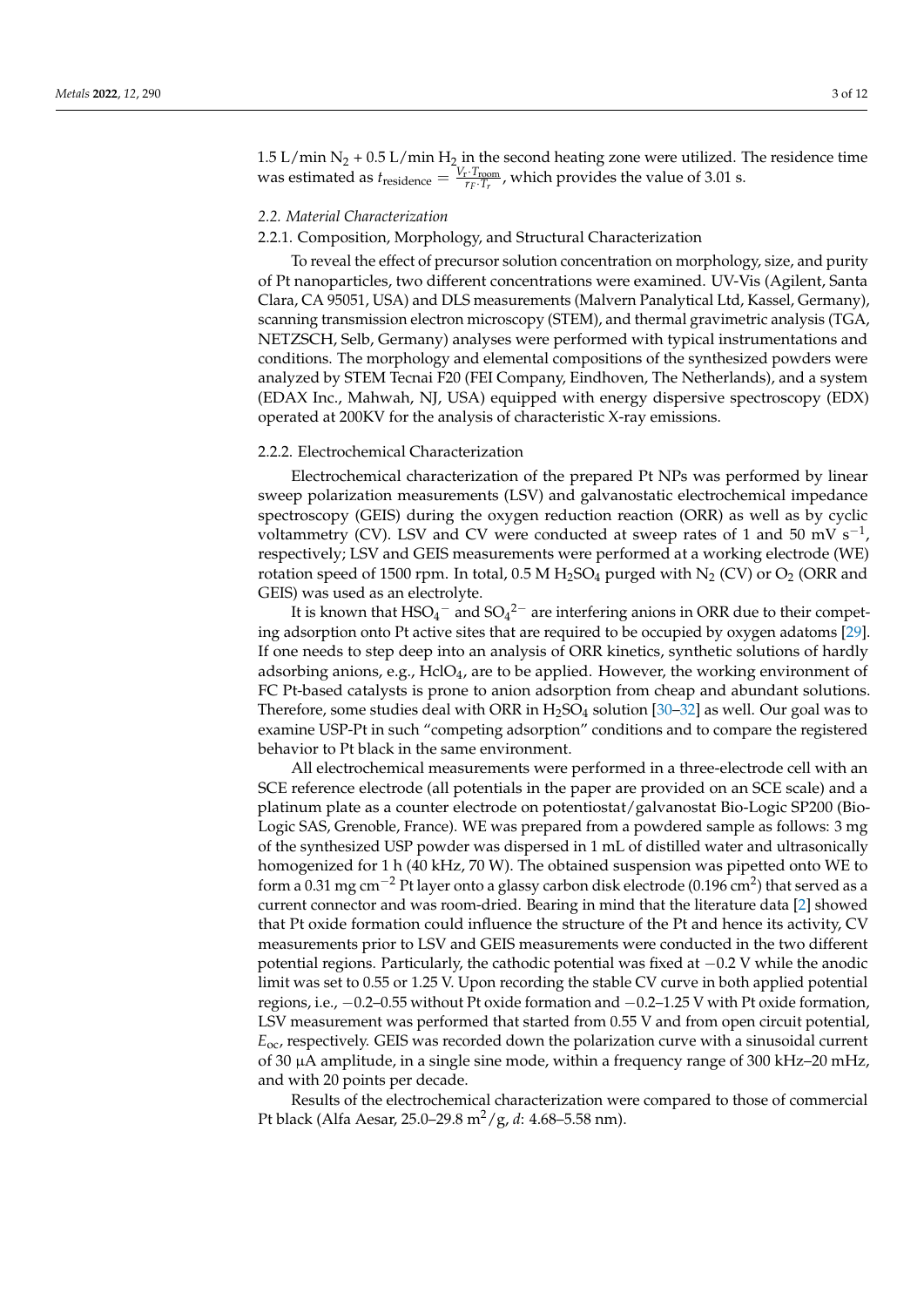1.5 L/min $N_2$ + 0.5 L/min $H_2$ in the second heating zone were utilized. The residence time was estimated as $t_{\text{residence}} = \frac{V_r \cdot T_{\text{room}}}{r_F \cdot T_r}$, which provides the value of 3.01 s.

### *2.2. Material Characterization*

#### 2.2.1. Composition, Morphology, and Structural Characterization

To reveal the effect of precursor solution concentration on morphology, size, and purity of Pt nanoparticles, two different concentrations were examined. UV-Vis (Agilent, Santa Clara, CA 95051, USA) and DLS measurements (Malvern Panalytical Ltd, Kassel, Germany), scanning transmission electron microscopy (STEM), and thermal gravimetric analysis (TGA, NETZSCH, Selb, Germany) analyses were performed with typical instrumentations and conditions. The morphology and elemental compositions of the synthesized powders were analyzed by STEM Tecnai F20 (FEI Company, Eindhoven, The Netherlands), and a system (EDAX Inc., Mahwah, NJ, USA) equipped with energy dispersive spectroscopy (EDX) operated at 200KV for the analysis of characteristic X-ray emissions.

#### 2.2.2. Electrochemical Characterization

Electrochemical characterization of the prepared Pt NPs was performed by linear sweep polarization measurements (LSV) and galvanostatic electrochemical impedance spectroscopy (GEIS) during the oxygen reduction reaction (ORR) as well as by cyclic voltammetry (CV). LSV and CV were conducted at sweep rates of 1 and 50 mV $s^{-1}$, respectively; LSV and GEIS measurements were performed at a working electrode (WE) rotation speed of 1500 rpm. In total, 0.5 M $H_2SO_4$ purged with $N_2$ (CV) or $O_2$ (ORR and GEIS) was used as an electrolyte.

It is known that $HSO_4^-$ and $SO_4^{2-}$ are interfering anions in ORR due to their competing adsorption onto Pt active sites that are required to be occupied by oxygen adatoms [29]. If one needs to step deep into an analysis of ORR kinetics, synthetic solutions of hardly adsorbing anions, e.g., $HclO_4$, are to be applied. However, the working environment of FC Pt-based catalysts is prone to anion adsorption from cheap and abundant solutions. Therefore, some studies deal with ORR in $H_2SO_4$ solution [30–32] as well. Our goal was to examine USP-Pt in such "competing adsorption" conditions and to compare the registered behavior to Pt black in the same environment.

All electrochemical measurements were performed in a three-electrode cell with an SCE reference electrode (all potentials in the paper are provided on an SCE scale) and a platinum plate as a counter electrode on potentiostat/galvanostat Bio-Logic SP200 (Bio-Logic SAS, Grenoble, France). WE was prepared from a powdered sample as follows: 3 mg of the synthesized USP powder was dispersed in 1 mL of distilled water and ultrasonically homogenized for 1 h (40 kHz, 70 W). The obtained suspension was pipetted onto WE to form a 0.31 mg $cm^{-2}$ Pt layer onto a glassy carbon disk electrode (0.196 $cm^2$) that served as a current connector and was room-dried. Bearing in mind that the literature data [2] showed that Pt oxide formation could influence the structure of the Pt and hence its activity, CV measurements prior to LSV and GEIS measurements were conducted in the two different potential regions. Particularly, the cathodic potential was fixed at −0.2 V while the anodic limit was set to 0.55 or 1.25 V. Upon recording the stable CV curve in both applied potential regions, i.e., −0.2–0.55 without Pt oxide formation and −0.2–1.25 V with Pt oxide formation, LSV measurement was performed that started from 0.55 V and from open circuit potential, $E_{oc}$, respectively. GEIS was recorded down the polarization curve with a sinusoidal current of 30 μA amplitude, in a single sine mode, within a frequency range of 300 kHz–20 mHz, and with 20 points per decade.

Results of the electrochemical characterization were compared to those of commercial Pt black (Alfa Aesar, 25.0–29.8 $m^2$/g, $d$: 4.68–5.58 nm).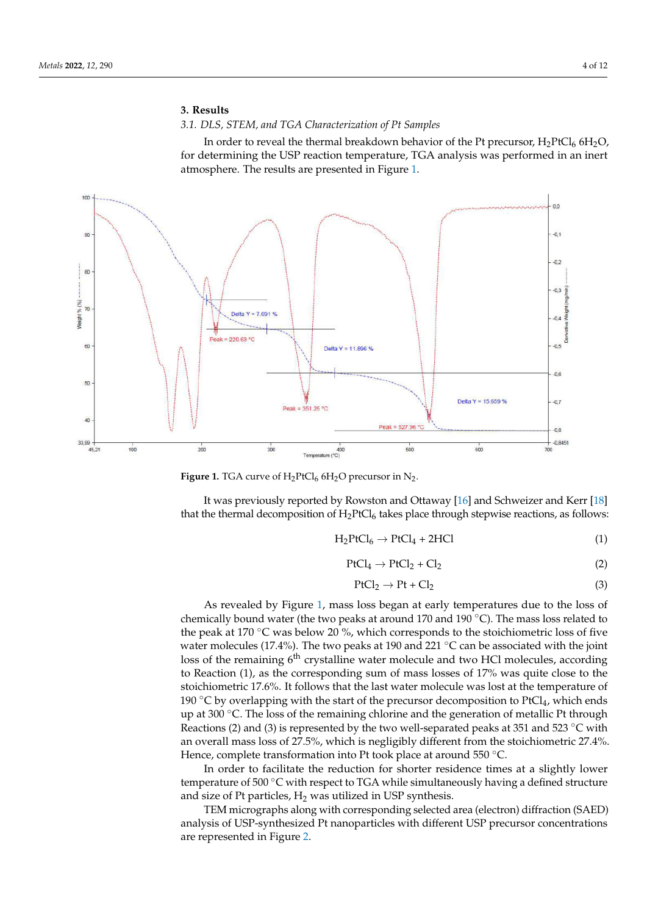## 3. Results

### *3.1. DLS, STEM, and TGA Characterization of Pt Samples*

In order to reveal the thermal breakdown behavior of the Pt precursor, $H_2PtCl_6$ $6H_2O$, for determining the USP reaction temperature, TGA analysis was performed in an inert atmosphere. The results are presented in Figure 1.

**Figure 1.** TGA curve of $H_2PtCl_6$ $6H_2O$ precursor in $N_2$.

It was previously reported by Rowston and Ottaway [16] and Schweizer and Kerr [18] that the thermal decomposition of $H_2PtCl_6$ takes place through stepwise reactions, as follows:

$$H_2PtCl_6 \rightarrow PtCl_4 + 2HCl \tag{1}$$

$$PtCl_4 \rightarrow PtCl_2 + Cl_2 \tag{2}$$

$$PtCl_2 \rightarrow Pt + Cl_2 \tag{3}$$

As revealed by Figure 1, mass loss began at early temperatures due to the loss of chemically bound water (the two peaks at around 170 and 190 °C). The mass loss related to the peak at 170 °C was below 20 %, which corresponds to the stoichiometric loss of five water molecules (17.4%). The two peaks at 190 and 221 °C can be associated with the joint loss of the remaining 6$^{th}$ crystalline water molecule and two HCl molecules, according to Reaction (1), as the corresponding sum of mass losses of 17% was quite close to the stoichiometric 17.6%. It follows that the last water molecule was lost at the temperature of 190 °C by overlapping with the start of the precursor decomposition to $PtCl_4$, which ends up at 300 °C. The loss of the remaining chlorine and the generation of metallic Pt through Reactions (2) and (3) is represented by the two well-separated peaks at 351 and 523 °C with an overall mass loss of 27.5%, which is negligibly different from the stoichiometric 27.4%. Hence, complete transformation into Pt took place at around 550 °C.

In order to facilitate the reduction for shorter residence times at a slightly lower temperature of 500 °C with respect to TGA while simultaneously having a defined structure and size of Pt particles, $H_2$ was utilized in USP synthesis.

TEM micrographs along with corresponding selected area (electron) diffraction (SAED) analysis of USP-synthesized Pt nanoparticles with different USP precursor concentrations are represented in Figure 2.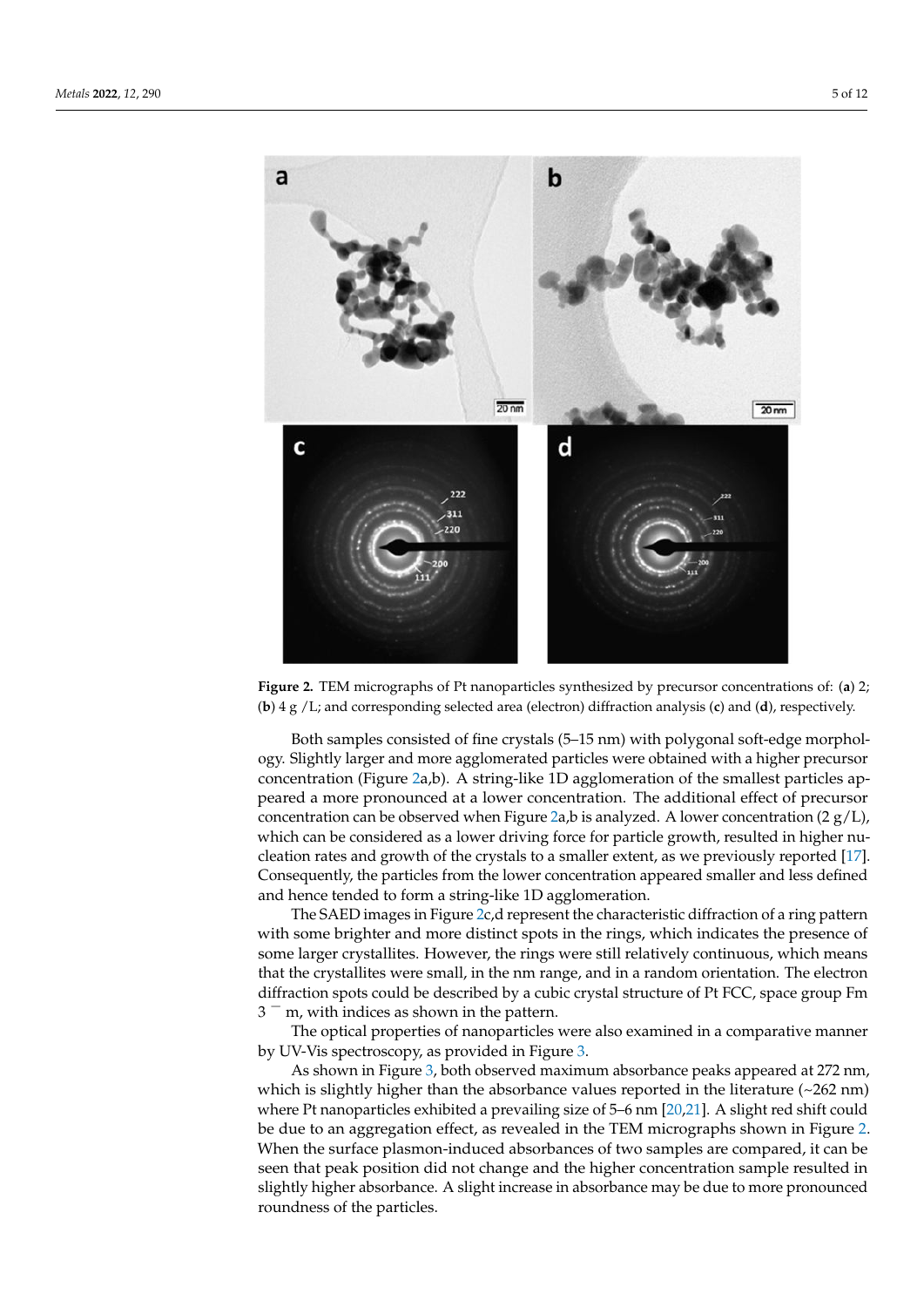**Figure 2.** TEM micrographs of Pt nanoparticles synthesized by precursor concentrations of: (**a**) 2; (**b**) 4 g /L; and corresponding selected area (electron) diffraction analysis (**c**) and (**d**), respectively.

Both samples consisted of fine crystals (5–15 nm) with polygonal soft-edge morphology. Slightly larger and more agglomerated particles were obtained with a higher precursor concentration (Figure 2a,b). A string-like 1D agglomeration of the smallest particles appeared a more pronounced at a lower concentration. The additional effect of precursor concentration can be observed when Figure 2a,b is analyzed. A lower concentration (2 g/L), which can be considered as a lower driving force for particle growth, resulted in higher nucleation rates and growth of the crystals to a smaller extent, as we previously reported [17]. Consequently, the particles from the lower concentration appeared smaller and less defined and hence tended to form a string-like 1D agglomeration.

The SAED images in Figure 2c,d represent the characteristic diffraction of a ring pattern with some brighter and more distinct spots in the rings, which indicates the presence of some larger crystallites. However, the rings were still relatively continuous, which means that the crystallites were small, in the nm range, and in a random orientation. The electron diffraction spots could be described by a cubic crystal structure of Pt FCC, space group Fm 3 ¯ m, with indices as shown in the pattern.

The optical properties of nanoparticles were also examined in a comparative manner by UV-Vis spectroscopy, as provided in Figure 3.

As shown in Figure 3, both observed maximum absorbance peaks appeared at 272 nm, which is slightly higher than the absorbance values reported in the literature (~262 nm) where Pt nanoparticles exhibited a prevailing size of 5–6 nm [20,21]. A slight red shift could be due to an aggregation effect, as revealed in the TEM micrographs shown in Figure 2. When the surface plasmon-induced absorbances of two samples are compared, it can be seen that peak position did not change and the higher concentration sample resulted in slightly higher absorbance. A slight increase in absorbance may be due to more pronounced roundness of the particles.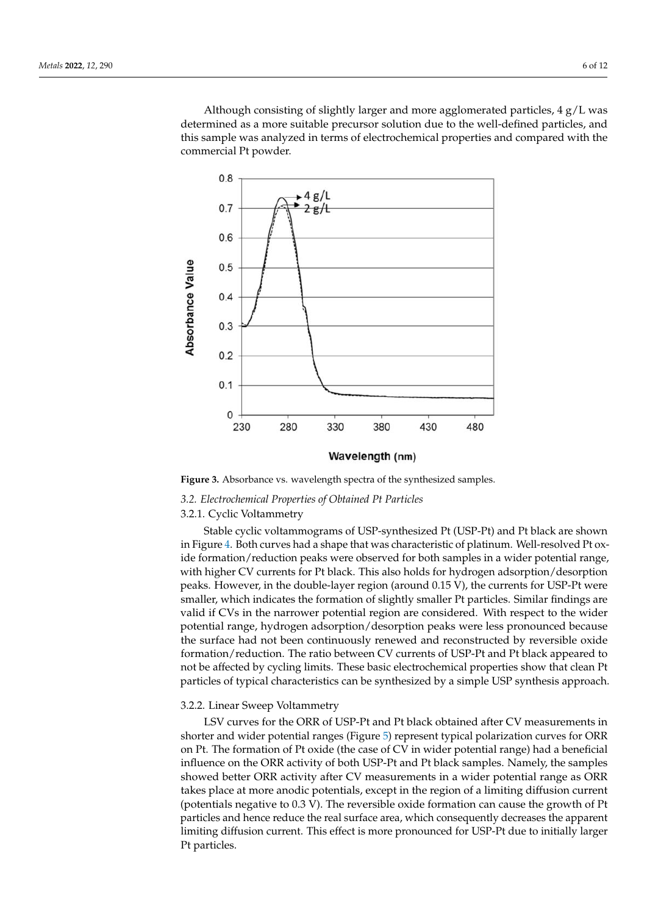Although consisting of slightly larger and more agglomerated particles, 4 g/L was determined as a more suitable precursor solution due to the well-defined particles, and this sample was analyzed in terms of electrochemical properties and compared with the commercial Pt powder.

**Figure 3.** Absorbance vs. wavelength spectra of the synthesized samples.

### *3.2. Electrochemical Properties of Obtained Pt Particles*

#### 3.2.1. Cyclic Voltammetry

Stable cyclic voltammograms of USP-synthesized Pt (USP-Pt) and Pt black are shown in Figure 4. Both curves had a shape that was characteristic of platinum. Well-resolved Pt oxide formation/reduction peaks were observed for both samples in a wider potential range, with higher CV currents for Pt black. This also holds for hydrogen adsorption/desorption peaks. However, in the double-layer region (around 0.15 V), the currents for USP-Pt were smaller, which indicates the formation of slightly smaller Pt particles. Similar findings are valid if CVs in the narrower potential region are considered. With respect to the wider potential range, hydrogen adsorption/desorption peaks were less pronounced because the surface had not been continuously renewed and reconstructed by reversible oxide formation/reduction. The ratio between CV currents of USP-Pt and Pt black appeared to not be affected by cycling limits. These basic electrochemical properties show that clean Pt particles of typical characteristics can be synthesized by a simple USP synthesis approach.

#### 3.2.2. Linear Sweep Voltammetry

LSV curves for the ORR of USP-Pt and Pt black obtained after CV measurements in shorter and wider potential ranges (Figure 5) represent typical polarization curves for ORR on Pt. The formation of Pt oxide (the case of CV in wider potential range) had a beneficial influence on the ORR activity of both USP-Pt and Pt black samples. Namely, the samples showed better ORR activity after CV measurements in a wider potential range as ORR takes place at more anodic potentials, except in the region of a limiting diffusion current (potentials negative to 0.3 V). The reversible oxide formation can cause the growth of Pt particles and hence reduce the real surface area, which consequently decreases the apparent limiting diffusion current. This effect is more pronounced for USP-Pt due to initially larger Pt particles.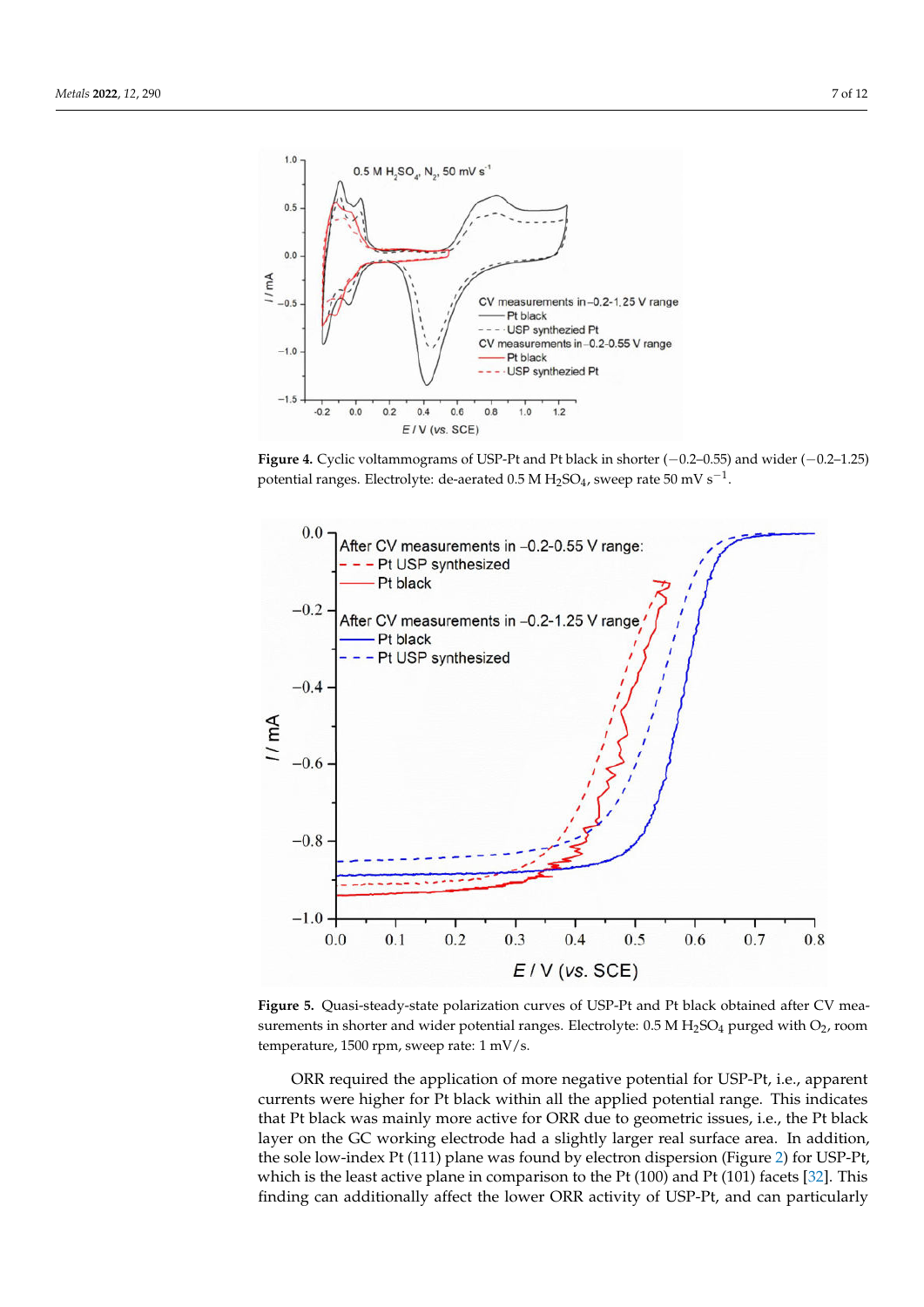**Figure 4.** Cyclic voltammograms of USP-Pt and Pt black in shorter (−0.2–0.55) and wider (−0.2–1.25) potential ranges. Electrolyte: de-aerated 0.5 M $H_2SO_4$, sweep rate 50 mV $s^{-1}$.

**Figure 5.** Quasi-steady-state polarization curves of USP-Pt and Pt black obtained after CV measurements in shorter and wider potential ranges. Electrolyte: 0.5 M $H_2SO_4$ purged with $O_2$, room temperature, 1500 rpm, sweep rate: 1 mV/s.

ORR required the application of more negative potential for USP-Pt, i.e., apparent currents were higher for Pt black within all the applied potential range. This indicates that Pt black was mainly more active for ORR due to geometric issues, i.e., the Pt black layer on the GC working electrode had a slightly larger real surface area. In addition, the sole low-index Pt (111) plane was found by electron dispersion (Figure 2) for USP-Pt, which is the least active plane in comparison to the Pt (100) and Pt (101) facets [32]. This finding can additionally affect the lower ORR activity of USP-Pt, and can particularly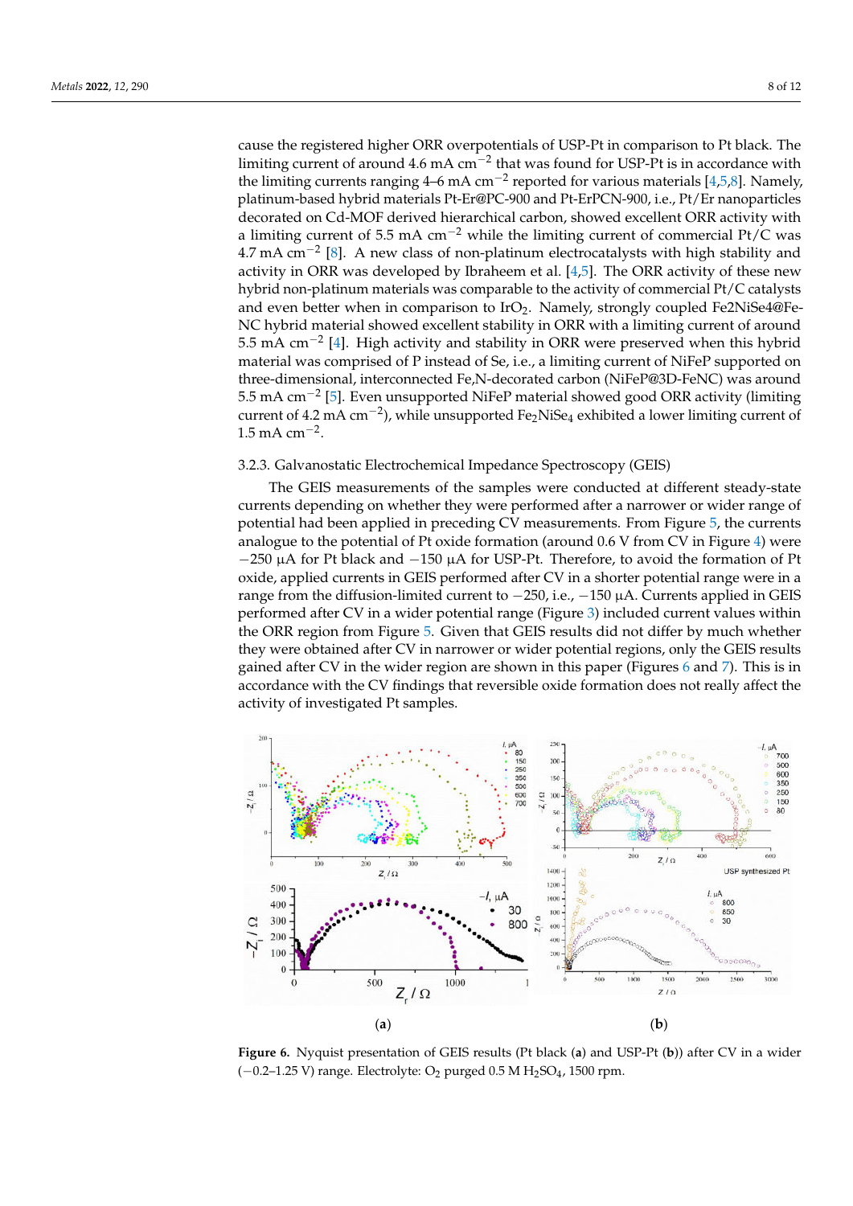cause the registered higher ORR overpotentials of USP-Pt in comparison to Pt black. The limiting current of around 4.6 mA cm$^{-2}$ that was found for USP-Pt is in accordance with the limiting currents ranging 4–6 mA cm$^{-2}$ reported for various materials [4,5,8]. Namely, platinum-based hybrid materials Pt-Er@PC-900 and Pt-ErPCN-900, i.e., Pt/Er nanoparticles decorated on Cd-MOF derived hierarchical carbon, showed excellent ORR activity with a limiting current of 5.5 mA cm$^{-2}$ while the limiting current of commercial Pt/C was 4.7 mA cm$^{-2}$ [8]. A new class of non-platinum electrocatalysts with high stability and activity in ORR was developed by Ibraheem et al. [4,5]. The ORR activity of these new hybrid non-platinum materials was comparable to the activity of commercial Pt/C catalysts and even better when in comparison to $IrO_2$. Namely, strongly coupled Fe2NiSe4@Fe-NC hybrid material showed excellent stability in ORR with a limiting current of around 5.5 mA cm$^{-2}$ [4]. High activity and stability in ORR were preserved when this hybrid material was comprised of P instead of Se, i.e., a limiting current of NiFeP supported on three-dimensional, interconnected Fe,N-decorated carbon (NiFeP@3D-FeNC) was around 5.5 mA cm$^{-2}$ [5]. Even unsupported NiFeP material showed good ORR activity (limiting current of 4.2 mA cm$^{-2}$), while unsupported $Fe_2NiSe_4$ exhibited a lower limiting current of 1.5 mA cm$^{-2}$.

### 3.2.3. Galvanostatic Electrochemical Impedance Spectroscopy (GEIS)

The GEIS measurements of the samples were conducted at different steady-state currents depending on whether they were performed after a narrower or wider range of potential had been applied in preceding CV measurements. From Figure 5, the currents analogue to the potential of Pt oxide formation (around 0.6 V from CV in Figure 4) were −250 µA for Pt black and −150 µA for USP-Pt. Therefore, to avoid the formation of Pt oxide, applied currents in GEIS performed after CV in a shorter potential range were in a range from the diffusion-limited current to −250, i.e., −150 µA. Currents applied in GEIS performed after CV in a wider potential range (Figure 3) included current values within the ORR region from Figure 5. Given that GEIS results did not differ by much whether they were obtained after CV in narrower or wider potential regions, only the GEIS results gained after CV in the wider region are shown in this paper (Figures 6 and 7). This is in accordance with the CV findings that reversible oxide formation does not really affect the activity of investigated Pt samples.

**Figure 6.** Nyquist presentation of GEIS results (Pt black (**a**) and USP-Pt (**b**)) after CV in a wider (−0.2–1.25 V) range. Electrolyte: $O_2$ purged 0.5 M $H_2SO_4$, 1500 rpm.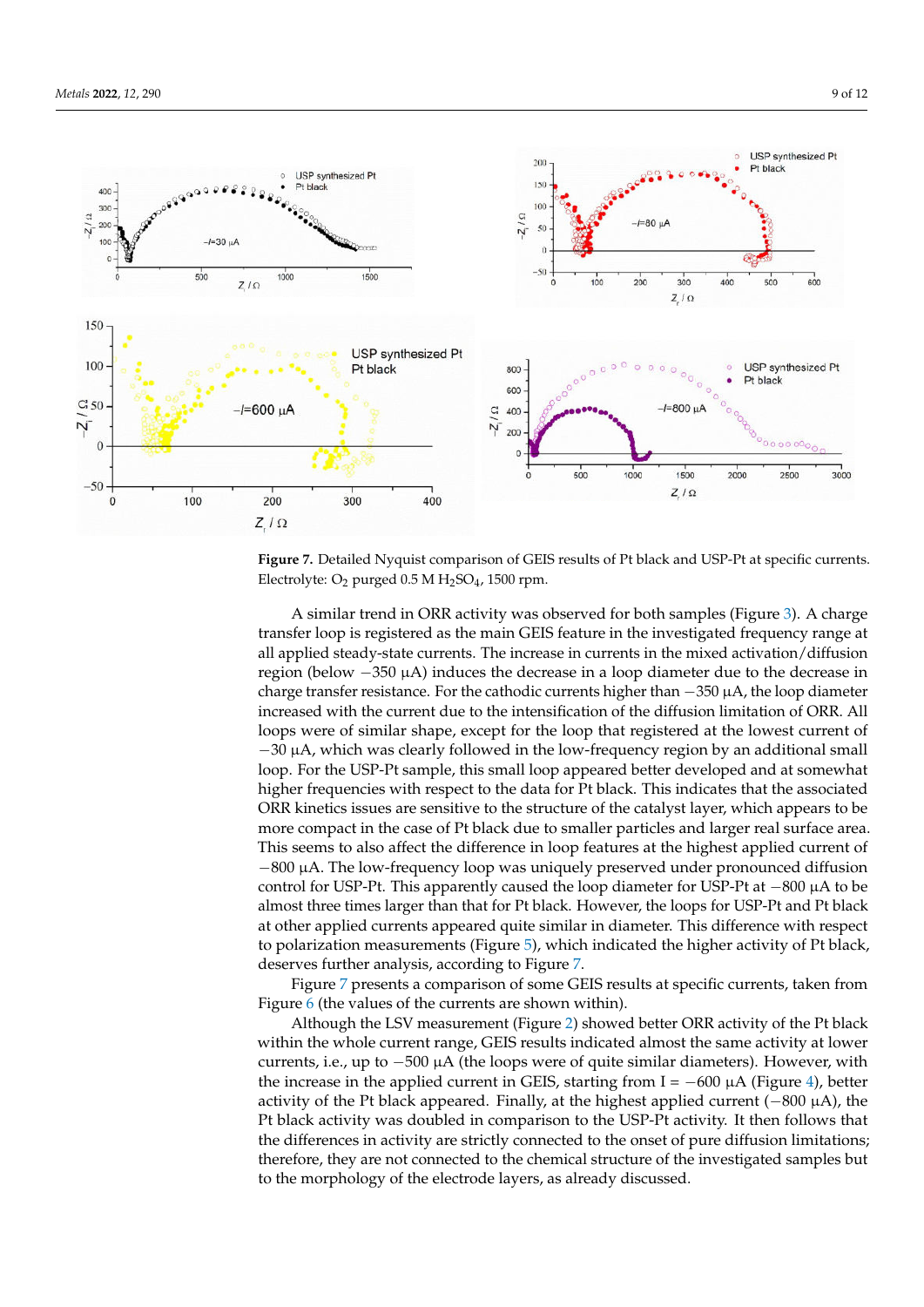**Figure 7.** Detailed Nyquist comparison of GEIS results of Pt black and USP-Pt at specific currents. Electrolyte: $O_2$ purged 0.5 M $H_2SO_4$, 1500 rpm.

A similar trend in ORR activity was observed for both samples (Figure 3). A charge transfer loop is registered as the main GEIS feature in the investigated frequency range at all applied steady-state currents. The increase in currents in the mixed activation/diffusion region (below −350 μA) induces the decrease in a loop diameter due to the decrease in charge transfer resistance. For the cathodic currents higher than −350 μA, the loop diameter increased with the current due to the intensification of the diffusion limitation of ORR. All loops were of similar shape, except for the loop that registered at the lowest current of −30 μA, which was clearly followed in the low-frequency region by an additional small loop. For the USP-Pt sample, this small loop appeared better developed and at somewhat higher frequencies with respect to the data for Pt black. This indicates that the associated ORR kinetics issues are sensitive to the structure of the catalyst layer, which appears to be more compact in the case of Pt black due to smaller particles and larger real surface area. This seems to also affect the difference in loop features at the highest applied current of −800 μA. The low-frequency loop was uniquely preserved under pronounced diffusion control for USP-Pt. This apparently caused the loop diameter for USP-Pt at −800 μA to be almost three times larger than that for Pt black. However, the loops for USP-Pt and Pt black at other applied currents appeared quite similar in diameter. This difference with respect to polarization measurements (Figure 5), which indicated the higher activity of Pt black, deserves further analysis, according to Figure 7.

Figure 7 presents a comparison of some GEIS results at specific currents, taken from Figure 6 (the values of the currents are shown within).

Although the LSV measurement (Figure 2) showed better ORR activity of the Pt black within the whole current range, GEIS results indicated almost the same activity at lower currents, i.e., up to −500 μA (the loops were of quite similar diameters). However, with the increase in the applied current in GEIS, starting from I = −600 μA (Figure 4), better activity of the Pt black appeared. Finally, at the highest applied current (−800 μA), the Pt black activity was doubled in comparison to the USP-Pt activity. It then follows that the differences in activity are strictly connected to the onset of pure diffusion limitations; therefore, they are not connected to the chemical structure of the investigated samples but to the morphology of the electrode layers, as already discussed.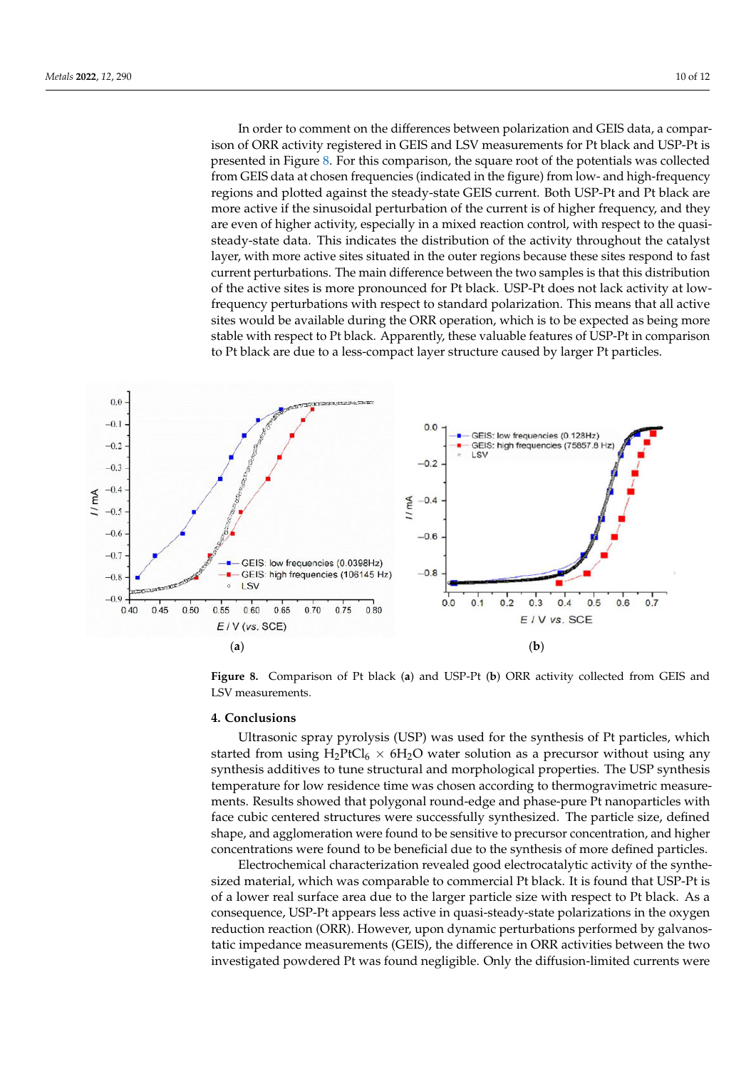In order to comment on the differences between polarization and GEIS data, a comparison of ORR activity registered in GEIS and LSV measurements for Pt black and USP-Pt is presented in Figure 8. For this comparison, the square root of the potentials was collected from GEIS data at chosen frequencies (indicated in the figure) from low- and high-frequency regions and plotted against the steady-state GEIS current. Both USP-Pt and Pt black are more active if the sinusoidal perturbation of the current is of higher frequency, and they are even of higher activity, especially in a mixed reaction control, with respect to the quasi-steady-state data. This indicates the distribution of the activity throughout the catalyst layer, with more active sites situated in the outer regions because these sites respond to fast current perturbations. The main difference between the two samples is that this distribution of the active sites is more pronounced for Pt black. USP-Pt does not lack activity at low-frequency perturbations with respect to standard polarization. This means that all active sites would be available during the ORR operation, which is to be expected as being more stable with respect to Pt black. Apparently, these valuable features of USP-Pt in comparison to Pt black are due to a less-compact layer structure caused by larger Pt particles.

**Figure 8.** Comparison of Pt black (**a**) and USP-Pt (**b**) ORR activity collected from GEIS and LSV measurements.

## 4. Conclusions

Ultrasonic spray pyrolysis (USP) was used for the synthesis of Pt particles, which started from using $H_2PtCl_6 \times 6H_2O$ water solution as a precursor without using any synthesis additives to tune structural and morphological properties. The USP synthesis temperature for low residence time was chosen according to thermogravimetric measurements. Results showed that polygonal round-edge and phase-pure Pt nanoparticles with face cubic centered structures were successfully synthesized. The particle size, defined shape, and agglomeration were found to be sensitive to precursor concentration, and higher concentrations were found to be beneficial due to the synthesis of more defined particles.

Electrochemical characterization revealed good electrocatalytic activity of the synthesized material, which was comparable to commercial Pt black. It is found that USP-Pt is of a lower real surface area due to the larger particle size with respect to Pt black. As a consequence, USP-Pt appears less active in quasi-steady-state polarizations in the oxygen reduction reaction (ORR). However, upon dynamic perturbations performed by galvanostatic impedance measurements (GEIS), the difference in ORR activities between the two investigated powdered Pt was found negligible. Only the diffusion-limited currents were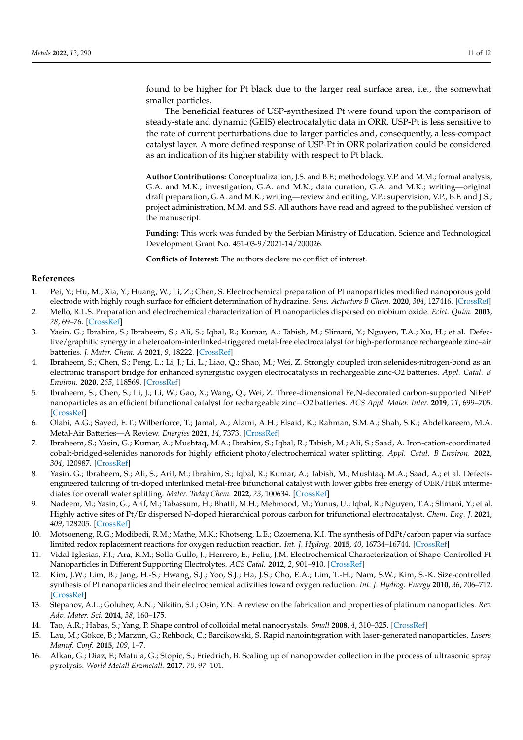found to be higher for Pt black due to the larger real surface area, i.e., the somewhat smaller particles.

The beneficial features of USP-synthesized Pt were found upon the comparison of steady-state and dynamic (GEIS) electrocatalytic data in ORR. USP-Pt is less sensitive to the rate of current perturbations due to larger particles and, consequently, a less-compact catalyst layer. A more defined response of USP-Pt in ORR polarization could be considered as an indication of its higher stability with respect to Pt black.

**Author Contributions:** Conceptualization, J.S. and B.F.; methodology, V.P. and M.M.; formal analysis, G.A. and M.K.; investigation, G.A. and M.K.; data curation, G.A. and M.K.; writing—original draft preparation, G.A. and M.K.; writing—review and editing, V.P.; supervision, V.P., B.F. and J.S.; project administration, M.M. and S.S. All authors have read and agreed to the published version of the manuscript.

**Funding:** This work was funded by the Serbian Ministry of Education, Science and Technological Development Grant No. 451-03-9/2021-14/200026.

**Conflicts of Interest:** The authors declare no conflict of interest.

## References

1. Pei, Y.; Hu, M.; Xia, Y.; Huang, W.; Li, Z.; Chen, S. Electrochemical preparation of Pt nanoparticles modified nanoporous gold electrode with highly rough surface for efficient determination of hydrazine. *Sens. Actuators B Chem.* **2020**, *304*, 127416. [CrossRef]
2. Mello, R.L.S. Preparation and electrochemical characterization of Pt nanoparticles dispersed on niobium oxide. *Eclet. Quím.* **2003**, *28*, 69–76. [CrossRef]
3. Yasin, G.; Ibrahim, S.; Ibraheem, S.; Ali, S.; Iqbal, R.; Kumar, A.; Tabish, M.; Slimani, Y.; Nguyen, T.A.; Xu, H.; et al. Defective/graphitic synergy in a heteroatom-interlinked-triggered metal-free electrocatalyst for high-performance rechargeable zinc–air batteries. *J. Mater. Chem. A* **2021**, *9*, 18222. [CrossRef]
4. Ibraheem, S.; Chen, S.; Peng, L.; Li, J.; Li, L.; Liao, Q.; Shao, M.; Wei, Z. Strongly coupled iron selenides-nitrogen-bond as an electronic transport bridge for enhanced synergistic oxygen electrocatalysis in rechargeable zinc-O2 batteries. *Appl. Catal. B Environ.* **2020**, *265*, 118569. [CrossRef]
5. Ibraheem, S.; Chen, S.; Li, J.; Li, W.; Gao, X.; Wang, Q.; Wei, Z. Three-dimensional Fe,N-decorated carbon-supported NiFeP nanoparticles as an efficient bifunctional catalyst for rechargeable zinc−O2 batteries. *ACS Appl. Mater. Inter.* **2019**, *11*, 699–705. [CrossRef]
6. Olabi, A.G.; Sayed, E.T.; Wilberforce, T.; Jamal, A.; Alami, A.H.; Elsaid, K.; Rahman, S.M.A.; Shah, S.K.; Abdelkareem, M.A. Metal-Air Batteries—A Review. *Energies* **2021**, *14*, 7373. [CrossRef]
7. Ibraheem, S.; Yasin, G.; Kumar, A.; Mushtaq, M.A.; Ibrahim, S.; Iqbal, R.; Tabish, M.; Ali, S.; Saad, A. Iron-cation-coordinated cobalt-bridged-selenides nanorods for highly efficient photo/electrochemical water splitting. *Appl. Catal. B Environ.* **2022**, *304*, 120987. [CrossRef]
8. Yasin, G.; Ibraheem, S.; Ali, S.; Arif, M.; Ibrahim, S.; Iqbal, R.; Kumar, A.; Tabish, M.; Mushtaq, M.A.; Saad, A.; et al. Defects-engineered tailoring of tri-doped interlinked metal-free bifunctional catalyst with lower gibbs free energy of OER/HER intermediates for overall water splitting. *Mater. Today Chem.* **2022**, *23*, 100634. [CrossRef]
9. Nadeem, M.; Yasin, G.; Arif, M.; Tabassum, H.; Bhatti, M.H.; Mehmood, M.; Yunus, U.; Iqbal, R.; Nguyen, T.A.; Slimani, Y.; et al. Highly active sites of Pt/Er dispersed N-doped hierarchical porous carbon for trifunctional electrocatalyst. *Chem. Eng. J.* **2021**, *409*, 128205. [CrossRef]
10. Motsoeneng, R.G.; Modibedi, R.M.; Mathe, M.K.; Khotseng, L.E.; Ozoemena, K.I. The synthesis of PdPt/carbon paper via surface limited redox replacement reactions for oxygen reduction reaction. *Int. J. Hydrog.* **2015**, *40*, 16734–16744. [CrossRef]
11. Vidal-Iglesias, F.J.; Ara, R.M.; Solla-Gullo, J.; Herrero, E.; Feliu, J.M. Electrochemical Characterization of Shape-Controlled Pt Nanoparticles in Different Supporting Electrolytes. *ACS Catal.* **2012**, *2*, 901–910. [CrossRef]
12. Kim, J.W.; Lim, B.; Jang, H.-S.; Hwang, S.J.; Yoo, S.J.; Ha, J.S.; Cho, E.A.; Lim, T.-H.; Nam, S.W.; Kim, S.-K. Size-controlled synthesis of Pt nanoparticles and their electrochemical activities toward oxygen reduction. *Int. J. Hydrog. Energy* **2010**, *36*, 706–712. [CrossRef]
13. Stepanov, A.L.; Golubev, A.N.; Nikitin, S.I.; Osin, Y.N. A review on the fabrication and properties of platinum nanoparticles. *Rev. Adv. Mater. Sci.* **2014**, *38*, 160–175.
14. Tao, A.R.; Habas, S.; Yang, P. Shape control of colloidal metal nanocrystals. *Small* **2008**, *4*, 310–325. [CrossRef]
15. Lau, M.; Gökce, B.; Marzun, G.; Rehbock, C.; Barcikowski, S. Rapid nanointegration with laser-generated nanoparticles. *Lasers Manuf. Conf.* **2015**, *109*, 1–7.
16. Alkan, G.; Diaz, F.; Matula, G.; Stopic, S.; Friedrich, B. Scaling up of nanopowder collection in the process of ultrasonic spray pyrolysis. *World Metall Erzmetall.* **2017**, *70*, 97–101.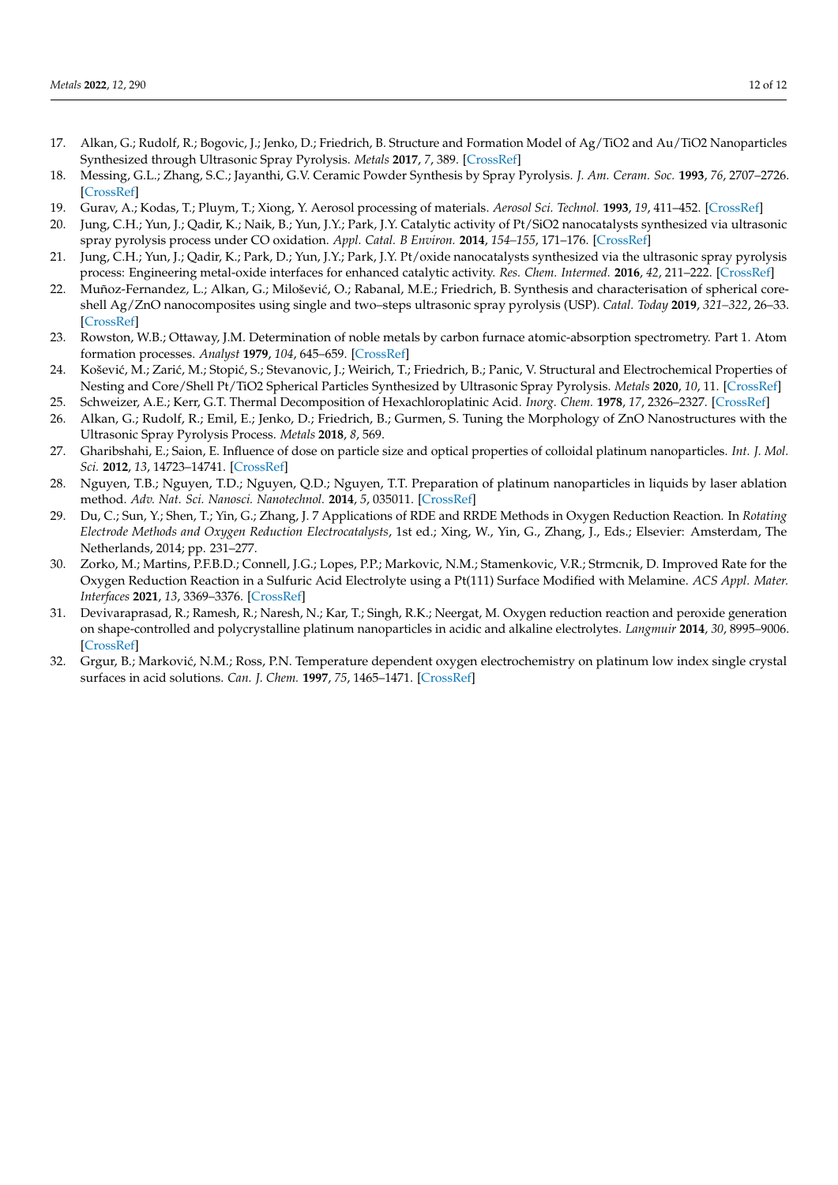17. Alkan, G.; Rudolf, R.; Bogovic, J.; Jenko, D.; Friedrich, B. Structure and Formation Model of Ag/TiO2 and Au/TiO2 Nanoparticles Synthesized through Ultrasonic Spray Pyrolysis. *Metals* **2017**, *7*, 389. [CrossRef]
18. Messing, G.L.; Zhang, S.C.; Jayanthi, G.V. Ceramic Powder Synthesis by Spray Pyrolysis. *J. Am. Ceram. Soc.* **1993**, *76*, 2707–2726. [CrossRef]
19. Gurav, A.; Kodas, T.; Pluym, T.; Xiong, Y. Aerosol processing of materials. *Aerosol Sci. Technol.* **1993**, *19*, 411–452. [CrossRef]
20. Jung, C.H.; Yun, J.; Qadir, K.; Naik, B.; Yun, J.Y.; Park, J.Y. Catalytic activity of Pt/SiO2 nanocatalysts synthesized via ultrasonic spray pyrolysis process under CO oxidation. *Appl. Catal. B Environ.* **2014**, *154–155*, 171–176. [CrossRef]
21. Jung, C.H.; Yun, J.; Qadir, K.; Park, D.; Yun, J.Y.; Park, J.Y. Pt/oxide nanocatalysts synthesized via the ultrasonic spray pyrolysis process: Engineering metal-oxide interfaces for enhanced catalytic activity. *Res. Chem. Intermed.* **2016**, *42*, 211–222. [CrossRef]
22. Muñoz-Fernandez, L.; Alkan, G.; Milošević, O.; Rabanal, M.E.; Friedrich, B. Synthesis and characterisation of spherical core-shell Ag/ZnO nanocomposites using single and two–steps ultrasonic spray pyrolysis (USP). *Catal. Today* **2019**, *321–322*, 26–33. [CrossRef]
23. Rowston, W.B.; Ottaway, J.M. Determination of noble metals by carbon furnace atomic-absorption spectrometry. Part 1. Atom formation processes. *Analyst* **1979**, *104*, 645–659. [CrossRef]
24. Košević, M.; Zarić, M.; Stopić, S.; Stevanovic, J.; Weirich, T.; Friedrich, B.; Panic, V. Structural and Electrochemical Properties of Nesting and Core/Shell Pt/TiO2 Spherical Particles Synthesized by Ultrasonic Spray Pyrolysis. *Metals* **2020**, *10*, 11. [CrossRef]
25. Schweizer, A.E.; Kerr, G.T. Thermal Decomposition of Hexachloroplatinic Acid. *Inorg. Chem.* **1978**, *17*, 2326–2327. [CrossRef]
26. Alkan, G.; Rudolf, R.; Emil, E.; Jenko, D.; Friedrich, B.; Gurmen, S. Tuning the Morphology of ZnO Nanostructures with the Ultrasonic Spray Pyrolysis Process. *Metals* **2018**, *8*, 569.
27. Gharibshahi, E.; Saion, E. Influence of dose on particle size and optical properties of colloidal platinum nanoparticles. *Int. J. Mol. Sci.* **2012**, *13*, 14723–14741. [CrossRef]
28. Nguyen, T.B.; Nguyen, T.D.; Nguyen, Q.D.; Nguyen, T.T. Preparation of platinum nanoparticles in liquids by laser ablation method. *Adv. Nat. Sci. Nanosci. Nanotechnol.* **2014**, *5*, 035011. [CrossRef]
29. Du, C.; Sun, Y.; Shen, T.; Yin, G.; Zhang, J. 7 Applications of RDE and RRDE Methods in Oxygen Reduction Reaction. In *Rotating Electrode Methods and Oxygen Reduction Electrocatalysts*, 1st ed.; Xing, W., Yin, G., Zhang, J., Eds.; Elsevier: Amsterdam, The Netherlands, 2014; pp. 231–277.
30. Zorko, M.; Martins, P.F.B.D.; Connell, J.G.; Lopes, P.P.; Markovic, N.M.; Stamenkovic, V.R.; Strmcnik, D. Improved Rate for the Oxygen Reduction Reaction in a Sulfuric Acid Electrolyte using a Pt(111) Surface Modified with Melamine. *ACS Appl. Mater. Interfaces* **2021**, *13*, 3369–3376. [CrossRef]
31. Devivaraprasad, R.; Ramesh, R.; Naresh, N.; Kar, T.; Singh, R.K.; Neergat, M. Oxygen reduction reaction and peroxide generation on shape-controlled and polycrystalline platinum nanoparticles in acidic and alkaline electrolytes. *Langmuir* **2014**, *30*, 8995–9006. [CrossRef]
32. Grgur, B.; Marković, N.M.; Ross, P.N. Temperature dependent oxygen electrochemistry on platinum low index single crystal surfaces in acid solutions. *Can. J. Chem.* **1997**, *75*, 1465–1471. [CrossRef]